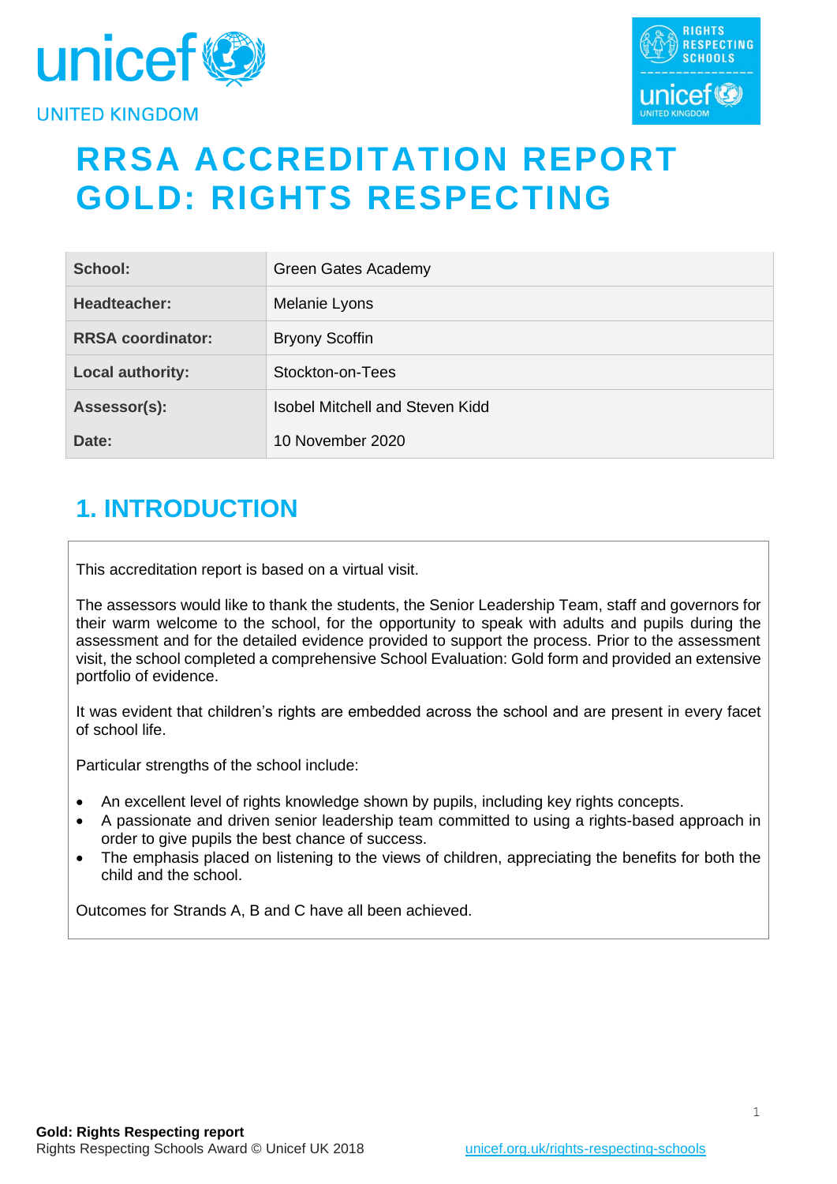# RRSA ACCREDITATION REPORT GOLD: RIGHTS RESPECTING

| | |
|---|---|
| **School:** | Green Gates Academy |
| **Headteacher:** | Melanie Lyons |
| **RRSA coordinator:** | Bryony Scoffin |
| **Local authority:** | Stockton-on-Tees |
| **Assessor(s):** | Isobel Mitchell and Steven Kidd |
| **Date:** | 10 November 2020 |

## 1. INTRODUCTION

This accreditation report is based on a virtual visit.

The assessors would like to thank the students, the Senior Leadership Team, staff and governors for their warm welcome to the school, for the opportunity to speak with adults and pupils during the assessment and for the detailed evidence provided to support the process. Prior to the assessment visit, the school completed a comprehensive School Evaluation: Gold form and provided an extensive portfolio of evidence.

It was evident that children's rights are embedded across the school and are present in every facet of school life.

Particular strengths of the school include:

- An excellent level of rights knowledge shown by pupils, including key rights concepts.
- A passionate and driven senior leadership team committed to using a rights-based approach in order to give pupils the best chance of success.
- The emphasis placed on listening to the views of children, appreciating the benefits for both the child and the school.

Outcomes for Strands A, B and C have all been achieved.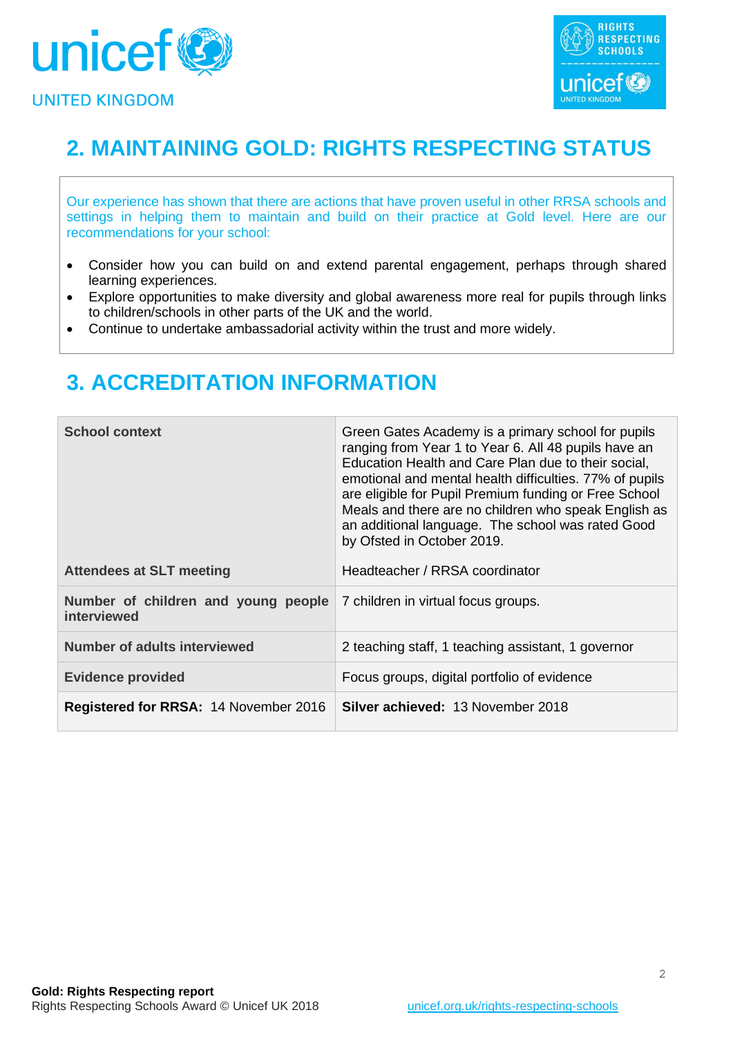## 2. MAINTAINING GOLD: RIGHTS RESPECTING STATUS

Our experience has shown that there are actions that have proven useful in other RRSA schools and settings in helping them to maintain and build on their practice at Gold level. Here are our recommendations for your school:

- Consider how you can build on and extend parental engagement, perhaps through shared learning experiences.
- Explore opportunities to make diversity and global awareness more real for pupils through links to children/schools in other parts of the UK and the world.
- Continue to undertake ambassadorial activity within the trust and more widely.

## 3. ACCREDITATION INFORMATION

| | |
|---|---|
| **School context** | Green Gates Academy is a primary school for pupils ranging from Year 1 to Year 6. All 48 pupils have an Education Health and Care Plan due to their social, emotional and mental health difficulties. 77% of pupils are eligible for Pupil Premium funding or Free School Meals and there are no children who speak English as an additional language. The school was rated Good by Ofsted in October 2019. |
| **Attendees at SLT meeting** | Headteacher / RRSA coordinator |
| **Number of children and young people interviewed** | 7 children in virtual focus groups. |
| **Number of adults interviewed** | 2 teaching staff, 1 teaching assistant, 1 governor |
| **Evidence provided** | Focus groups, digital portfolio of evidence |
| **Registered for RRSA:** 14 November 2016 | **Silver achieved:** 13 November 2018 |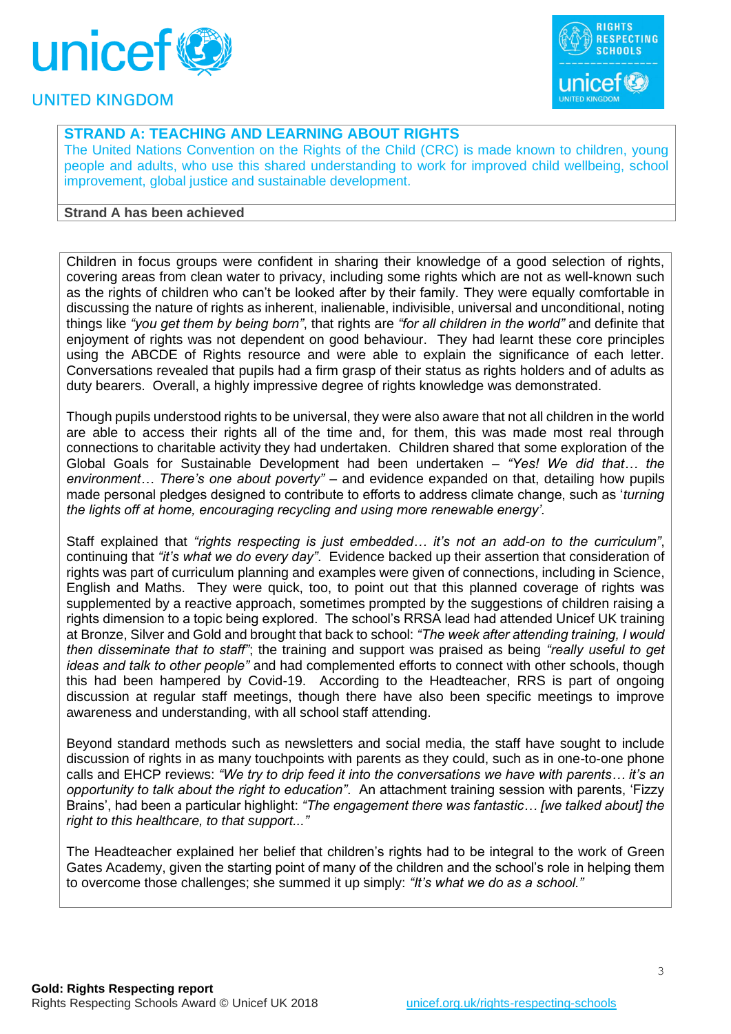## STRAND A: TEACHING AND LEARNING ABOUT RIGHTS

The United Nations Convention on the Rights of the Child (CRC) is made known to children, young people and adults, who use this shared understanding to work for improved child wellbeing, school improvement, global justice and sustainable development.

**Strand A has been achieved**

Children in focus groups were confident in sharing their knowledge of a good selection of rights, covering areas from clean water to privacy, including some rights which are not as well-known such as the rights of children who can't be looked after by their family. They were equally comfortable in discussing the nature of rights as inherent, inalienable, indivisible, universal and unconditional, noting things like *"you get them by being born"*, that rights are *"for all children in the world"* and definite that enjoyment of rights was not dependent on good behaviour. They had learnt these core principles using the ABCDE of Rights resource and were able to explain the significance of each letter. Conversations revealed that pupils had a firm grasp of their status as rights holders and of adults as duty bearers. Overall, a highly impressive degree of rights knowledge was demonstrated.

Though pupils understood rights to be universal, they were also aware that not all children in the world are able to access their rights all of the time and, for them, this was made most real through connections to charitable activity they had undertaken. Children shared that some exploration of the Global Goals for Sustainable Development had been undertaken – *"Yes! We did that… the environment… There's one about poverty"* – and evidence expanded on that, detailing how pupils made personal pledges designed to contribute to efforts to address climate change, such as '*turning the lights off at home, encouraging recycling and using more renewable energy'.*

Staff explained that *"rights respecting is just embedded… it's not an add-on to the curriculum"*, continuing that *"it's what we do every day"*. Evidence backed up their assertion that consideration of rights was part of curriculum planning and examples were given of connections, including in Science, English and Maths. They were quick, too, to point out that this planned coverage of rights was supplemented by a reactive approach, sometimes prompted by the suggestions of children raising a rights dimension to a topic being explored. The school's RRSA lead had attended Unicef UK training at Bronze, Silver and Gold and brought that back to school: *"The week after attending training, I would then disseminate that to staff"*; the training and support was praised as being *"really useful to get ideas and talk to other people"* and had complemented efforts to connect with other schools, though this had been hampered by Covid-19. According to the Headteacher, RRS is part of ongoing discussion at regular staff meetings, though there have also been specific meetings to improve awareness and understanding, with all school staff attending.

Beyond standard methods such as newsletters and social media, the staff have sought to include discussion of rights in as many touchpoints with parents as they could, such as in one-to-one phone calls and EHCP reviews: *"We try to drip feed it into the conversations we have with parents… it's an opportunity to talk about the right to education"*. An attachment training session with parents, 'Fizzy Brains', had been a particular highlight: *"The engagement there was fantastic… [we talked about] the right to this healthcare, to that support..."*

The Headteacher explained her belief that children's rights had to be integral to the work of Green Gates Academy, given the starting point of many of the children and the school's role in helping them to overcome those challenges; she summed it up simply: *"It's what we do as a school."*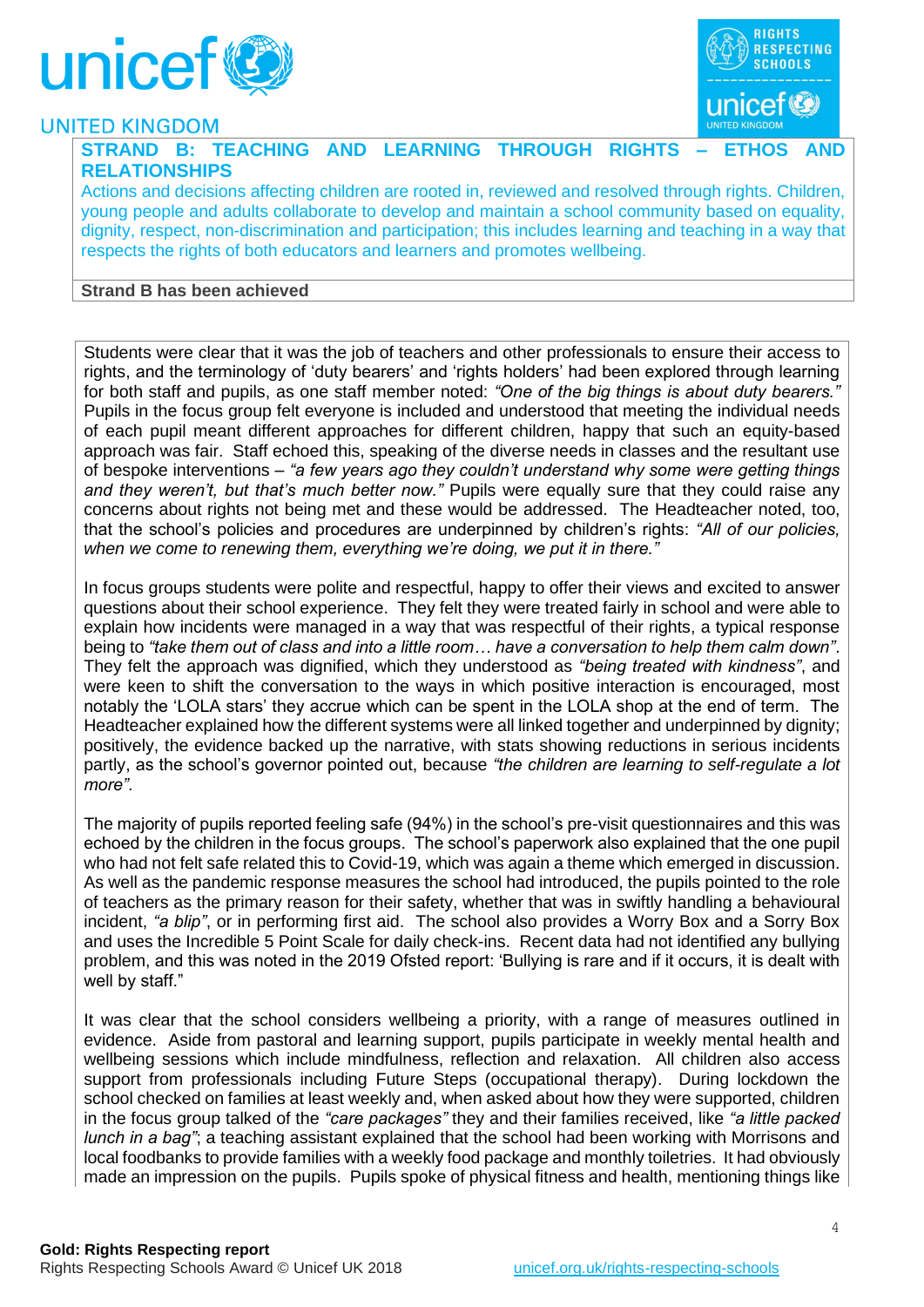## STRAND B: TEACHING AND LEARNING THROUGH RIGHTS – ETHOS AND RELATIONSHIPS

Actions and decisions affecting children are rooted in, reviewed and resolved through rights. Children, young people and adults collaborate to develop and maintain a school community based on equality, dignity, respect, non-discrimination and participation; this includes learning and teaching in a way that respects the rights of both educators and learners and promotes wellbeing.

**Strand B has been achieved**

Students were clear that it was the job of teachers and other professionals to ensure their access to rights, and the terminology of 'duty bearers' and 'rights holders' had been explored through learning for both staff and pupils, as one staff member noted: *"One of the big things is about duty bearers."* Pupils in the focus group felt everyone is included and understood that meeting the individual needs of each pupil meant different approaches for different children, happy that such an equity-based approach was fair. Staff echoed this, speaking of the diverse needs in classes and the resultant use of bespoke interventions – *"a few years ago they couldn't understand why some were getting things and they weren't, but that's much better now."* Pupils were equally sure that they could raise any concerns about rights not being met and these would be addressed. The Headteacher noted, too, that the school's policies and procedures are underpinned by children's rights: *"All of our policies, when we come to renewing them, everything we're doing, we put it in there."*

In focus groups students were polite and respectful, happy to offer their views and excited to answer questions about their school experience. They felt they were treated fairly in school and were able to explain how incidents were managed in a way that was respectful of their rights, a typical response being to *"take them out of class and into a little room… have a conversation to help them calm down"*. They felt the approach was dignified, which they understood as *"being treated with kindness"*, and were keen to shift the conversation to the ways in which positive interaction is encouraged, most notably the 'LOLA stars' they accrue which can be spent in the LOLA shop at the end of term. The Headteacher explained how the different systems were all linked together and underpinned by dignity; positively, the evidence backed up the narrative, with stats showing reductions in serious incidents partly, as the school's governor pointed out, because *"the children are learning to self-regulate a lot more"*.

The majority of pupils reported feeling safe (94%) in the school's pre-visit questionnaires and this was echoed by the children in the focus groups. The school's paperwork also explained that the one pupil who had not felt safe related this to Covid-19, which was again a theme which emerged in discussion. As well as the pandemic response measures the school had introduced, the pupils pointed to the role of teachers as the primary reason for their safety, whether that was in swiftly handling a behavioural incident, *"a blip"*, or in performing first aid. The school also provides a Worry Box and a Sorry Box and uses the Incredible 5 Point Scale for daily check-ins. Recent data had not identified any bullying problem, and this was noted in the 2019 Ofsted report: 'Bullying is rare and if it occurs, it is dealt with well by staff."

It was clear that the school considers wellbeing a priority, with a range of measures outlined in evidence. Aside from pastoral and learning support, pupils participate in weekly mental health and wellbeing sessions which include mindfulness, reflection and relaxation. All children also access support from professionals including Future Steps (occupational therapy). During lockdown the school checked on families at least weekly and, when asked about how they were supported, children in the focus group talked of the *"care packages"* they and their families received, like *"a little packed lunch in a bag"*; a teaching assistant explained that the school had been working with Morrisons and local foodbanks to provide families with a weekly food package and monthly toiletries. It had obviously made an impression on the pupils. Pupils spoke of physical fitness and health, mentioning things like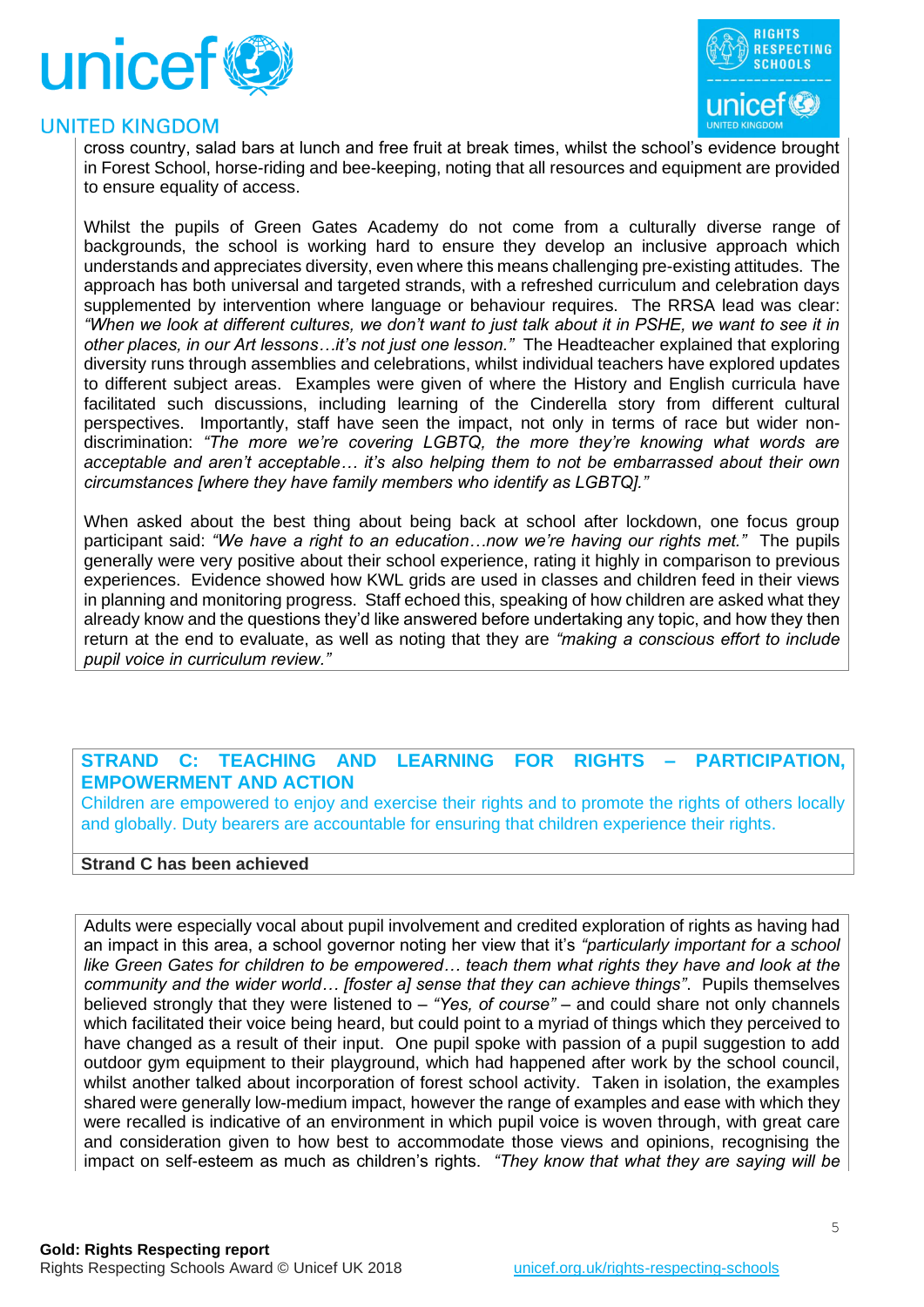cross country, salad bars at lunch and free fruit at break times, whilst the school's evidence brought in Forest School, horse-riding and bee-keeping, noting that all resources and equipment are provided to ensure equality of access.

Whilst the pupils of Green Gates Academy do not come from a culturally diverse range of backgrounds, the school is working hard to ensure they develop an inclusive approach which understands and appreciates diversity, even where this means challenging pre-existing attitudes. The approach has both universal and targeted strands, with a refreshed curriculum and celebration days supplemented by intervention where language or behaviour requires. The RRSA lead was clear: *"When we look at different cultures, we don't want to just talk about it in PSHE, we want to see it in other places, in our Art lessons…it's not just one lesson."* The Headteacher explained that exploring diversity runs through assemblies and celebrations, whilst individual teachers have explored updates to different subject areas. Examples were given of where the History and English curricula have facilitated such discussions, including learning of the Cinderella story from different cultural perspectives. Importantly, staff have seen the impact, not only in terms of race but wider non-discrimination: *"The more we're covering LGBTQ, the more they're knowing what words are acceptable and aren't acceptable… it's also helping them to not be embarrassed about their own circumstances [where they have family members who identify as LGBTQ]."*

When asked about the best thing about being back at school after lockdown, one focus group participant said: *"We have a right to an education…now we're having our rights met."* The pupils generally were very positive about their school experience, rating it highly in comparison to previous experiences. Evidence showed how KWL grids are used in classes and children feed in their views in planning and monitoring progress. Staff echoed this, speaking of how children are asked what they already know and the questions they'd like answered before undertaking any topic, and how they then return at the end to evaluate, as well as noting that they are *"making a conscious effort to include pupil voice in curriculum review."*

## STRAND C: TEACHING AND LEARNING FOR RIGHTS – PARTICIPATION, EMPOWERMENT AND ACTION

Children are empowered to enjoy and exercise their rights and to promote the rights of others locally and globally. Duty bearers are accountable for ensuring that children experience their rights.

**Strand C has been achieved**

Adults were especially vocal about pupil involvement and credited exploration of rights as having had an impact in this area, a school governor noting her view that it's *"particularly important for a school like Green Gates for children to be empowered… teach them what rights they have and look at the community and the wider world… [foster a] sense that they can achieve things"*. Pupils themselves believed strongly that they were listened to – *"Yes, of course"* – and could share not only channels which facilitated their voice being heard, but could point to a myriad of things which they perceived to have changed as a result of their input. One pupil spoke with passion of a pupil suggestion to add outdoor gym equipment to their playground, which had happened after work by the school council, whilst another talked about incorporation of forest school activity. Taken in isolation, the examples shared were generally low-medium impact, however the range of examples and ease with which they were recalled is indicative of an environment in which pupil voice is woven through, with great care and consideration given to how best to accommodate those views and opinions, recognising the impact on self-esteem as much as children's rights. *"They know that what they are saying will be*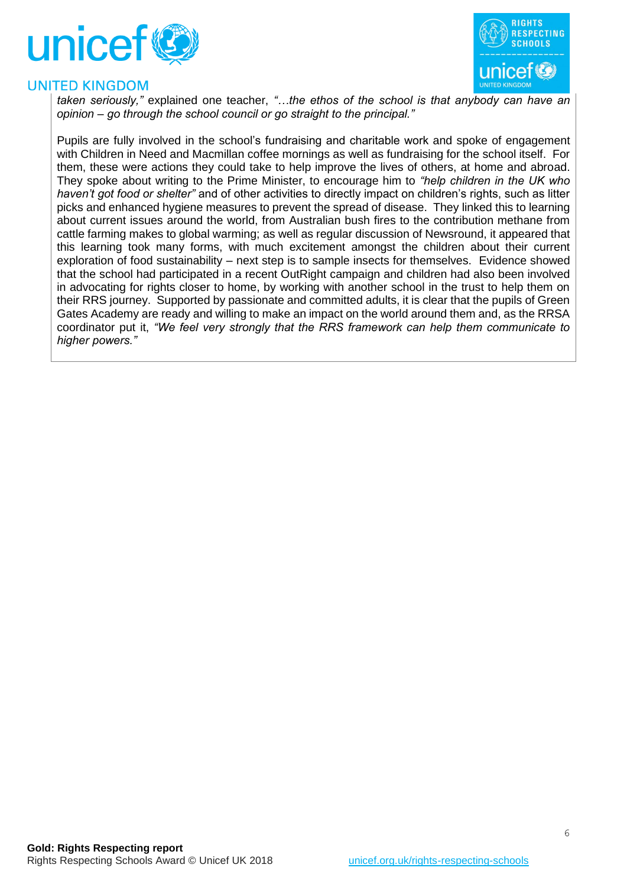*taken seriously,"* explained one teacher, *"…the ethos of the school is that anybody can have an opinion – go through the school council or go straight to the principal."*

Pupils are fully involved in the school's fundraising and charitable work and spoke of engagement with Children in Need and Macmillan coffee mornings as well as fundraising for the school itself. For them, these were actions they could take to help improve the lives of others, at home and abroad. They spoke about writing to the Prime Minister, to encourage him to *"help children in the UK who haven't got food or shelter"* and of other activities to directly impact on children's rights, such as litter picks and enhanced hygiene measures to prevent the spread of disease. They linked this to learning about current issues around the world, from Australian bush fires to the contribution methane from cattle farming makes to global warming; as well as regular discussion of Newsround, it appeared that this learning took many forms, with much excitement amongst the children about their current exploration of food sustainability – next step is to sample insects for themselves. Evidence showed that the school had participated in a recent OutRight campaign and children had also been involved in advocating for rights closer to home, by working with another school in the trust to help them on their RRS journey. Supported by passionate and committed adults, it is clear that the pupils of Green Gates Academy are ready and willing to make an impact on the world around them and, as the RRSA coordinator put it, *"We feel very strongly that the RRS framework can help them communicate to higher powers."*